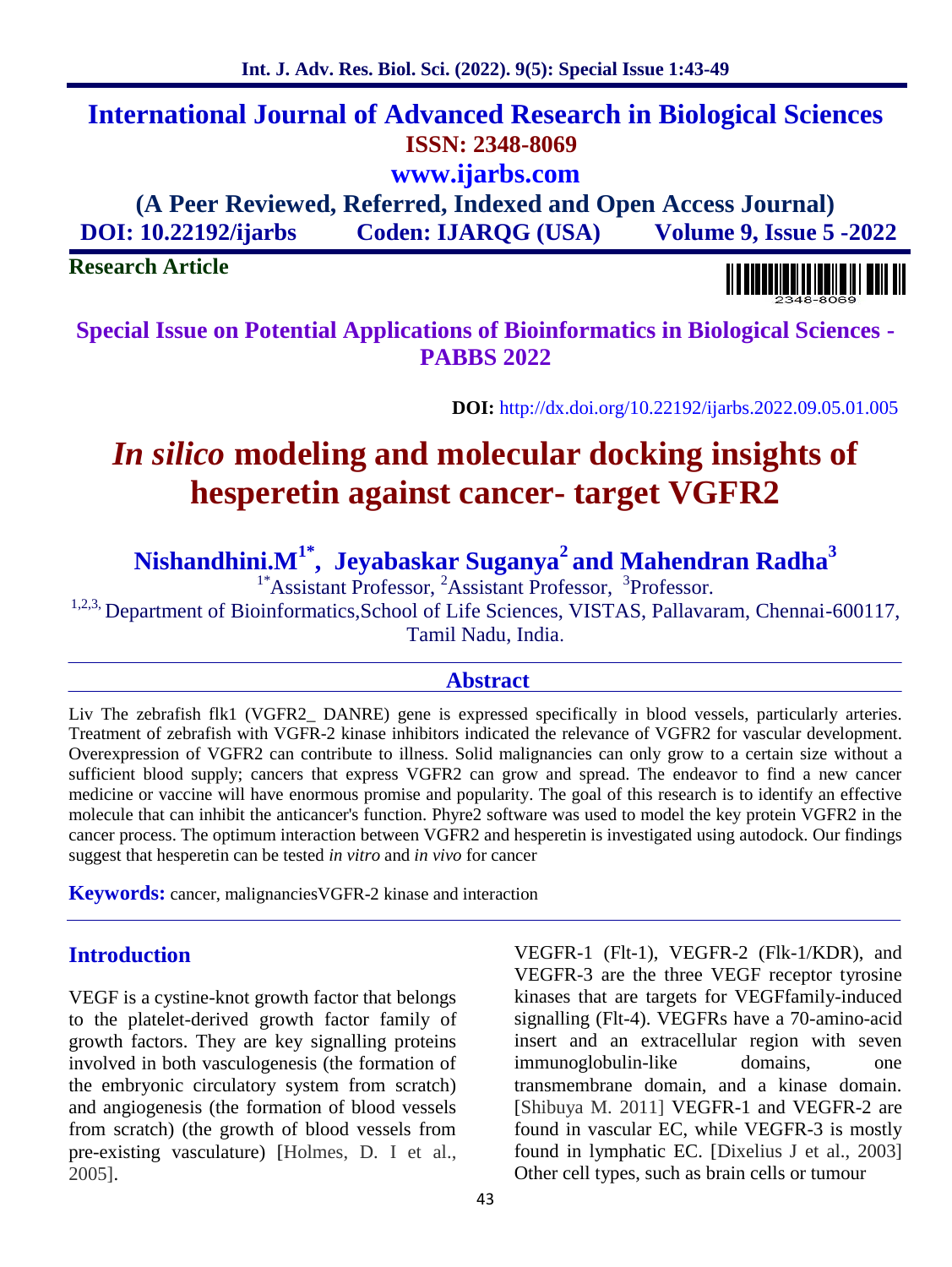# International Journal of Advanced Research in Biological Sciences

**ISSN: 2348-8069**

**www.ijarbs.com**

**(A Peer Reviewed, Referred, Indexed and Open Access Journal)**

**DOI: 10.22192/ijarbs Coden: IJARQG (USA) Volume 9, Issue 5 -2022**

**Research Article**

**Special Issue on Potential Applications of Bioinformatics in Biological Sciences - PABBS 2022**

**DOI:** http://dx.doi.org/10.22192/ijarbs.2022.09.05.01.005

# *In silico* modeling and molecular docking insights of hesperetin against cancer- target VGFR2

**Nishandhini.M[1*], Jeyabaskar Suganya[2] and Mahendran Radha[3]**

[1*]Assistant Professor, [2]Assistant Professor, [3]Professor.

[1,2,3,] Department of Bioinformatics,School of Life Sciences, VISTAS, Pallavaram, Chennai-600117, Tamil Nadu, India.

## Abstract

Liv The zebrafish flk1 (VGFR2_ DANRE) gene is expressed specifically in blood vessels, particularly arteries. Treatment of zebrafish with VGFR-2 kinase inhibitors indicated the relevance of VGFR2 for vascular development. Overexpression of VGFR2 can contribute to illness. Solid malignancies can only grow to a certain size without a sufficient blood supply; cancers that express VGFR2 can grow and spread. The endeavor to find a new cancer medicine or vaccine will have enormous promise and popularity. The goal of this research is to identify an effective molecule that can inhibit the anticancer's function. Phyre2 software was used to model the key protein VGFR2 in the cancer process. The optimum interaction between VGFR2 and hesperetin is investigated using autodock. Our findings suggest that hesperetin can be tested *in vitro* and *in vivo* for cancer

**Keywords:** cancer, malignanciesVGFR-2 kinase and interaction

## Introduction

VEGF is a cystine-knot growth factor that belongs to the platelet-derived growth factor family of growth factors. They are key signalling proteins involved in both vasculogenesis (the formation of the embryonic circulatory system from scratch) and angiogenesis (the formation of blood vessels from scratch) (the growth of blood vessels from pre-existing vasculature) [Holmes, D. I et al., 2005].

VEGFR-1 (Flt-1), VEGFR-2 (Flk-1/KDR), and VEGFR-3 are the three VEGF receptor tyrosine kinases that are targets for VEGFfamily-induced signalling (Flt-4). VEGFRs have a 70-amino-acid insert and an extracellular region with seven immunoglobulin-like domains, one transmembrane domain, and a kinase domain. [Shibuya M. 2011] VEGFR-1 and VEGFR-2 are found in vascular EC, while VEGFR-3 is mostly found in lymphatic EC. [Dixelius J et al., 2003] Other cell types, such as brain cells or tumour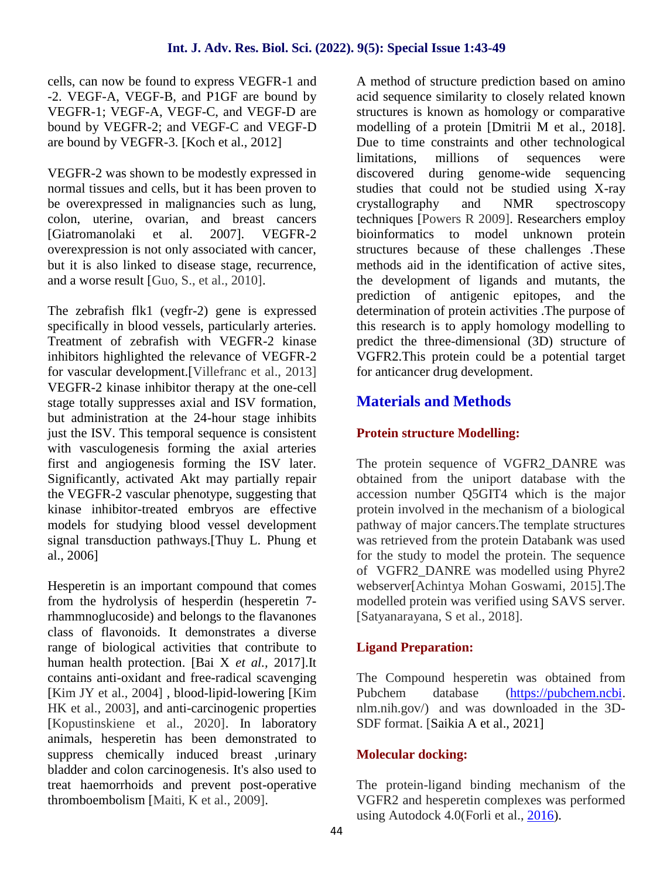cells, can now be found to express VEGFR-1 and -2. VEGF-A, VEGF-B, and P1GF are bound by VEGFR-1; VEGF-A, VEGF-C, and VEGF-D are bound by VEGFR-2; and VEGF-C and VEGF-D are bound by VEGFR-3. [Koch et al., 2012]

VEGFR-2 was shown to be modestly expressed in normal tissues and cells, but it has been proven to be overexpressed in malignancies such as lung, colon, uterine, ovarian, and breast cancers [Giatromanolaki et al. 2007]. VEGFR-2 overexpression is not only associated with cancer, but it is also linked to disease stage, recurrence, and a worse result [Guo, S., et al., 2010].

The zebrafish flk1 (vegfr-2) gene is expressed specifically in blood vessels, particularly arteries. Treatment of zebrafish with VEGFR-2 kinase inhibitors highlighted the relevance of VEGFR-2 for vascular development.[Villefranc et al., 2013] VEGFR-2 kinase inhibitor therapy at the one-cell stage totally suppresses axial and ISV formation, but administration at the 24-hour stage inhibits just the ISV. This temporal sequence is consistent with vasculogenesis forming the axial arteries first and angiogenesis forming the ISV later. Significantly, activated Akt may partially repair the VEGFR-2 vascular phenotype, suggesting that kinase inhibitor-treated embryos are effective models for studying blood vessel development signal transduction pathways.[Thuy L. Phung et al., 2006]

Hesperetin is an important compound that comes from the hydrolysis of hesperdin (hesperetin 7-rhammnoglucoside) and belongs to the flavanones class of flavonoids. It demonstrates a diverse range of biological activities that contribute to human health protection. [Bai X *et al.,* 2017].It contains anti-oxidant and free-radical scavenging [Kim JY et al., 2004] , blood-lipid-lowering [Kim HK et al., 2003], and anti-carcinogenic properties [Kopustinskiene et al., 2020]. In laboratory animals, hesperetin has been demonstrated to suppress chemically induced breast ,urinary bladder and colon carcinogenesis. It's also used to treat haemorrhoids and prevent post-operative thromboembolism [Maiti, K et al., 2009].

A method of structure prediction based on amino acid sequence similarity to closely related known structures is known as homology or comparative modelling of a protein [Dmitrii M et al., 2018]. Due to time constraints and other technological limitations, millions of sequences were discovered during genome-wide sequencing studies that could not be studied using X-ray crystallography and NMR spectroscopy techniques [Powers R 2009]. Researchers employ bioinformatics to model unknown protein structures because of these challenges .These methods aid in the identification of active sites, the development of ligands and mutants, the prediction of antigenic epitopes, and the determination of protein activities .The purpose of this research is to apply homology modelling to predict the three-dimensional (3D) structure of VGFR2.This protein could be a potential target for anticancer drug development.

## Materials and Methods

### Protein structure Modelling:

The protein sequence of VGFR2_DANRE was obtained from the uniport database with the accession number Q5GIT4 which is the major protein involved in the mechanism of a biological pathway of major cancers.The template structures was retrieved from the protein Databank was used for the study to model the protein. The sequence of VGFR2_DANRE was modelled using Phyre2 webserver[Achintya Mohan Goswami, 2015].The modelled protein was verified using SAVS server.[Satyanarayana, S et al., 2018].

### Ligand Preparation:

The Compound hesperetin was obtained from Pubchem database (https://pubchem.ncbi.nlm.nih.gov/) and was downloaded in the 3D-SDF format. [Saikia A et al., 2021]

### Molecular docking:

The protein-ligand binding mechanism of the VGFR2 and hesperetin complexes was performed using Autodock 4.0(Forli et al., 2016).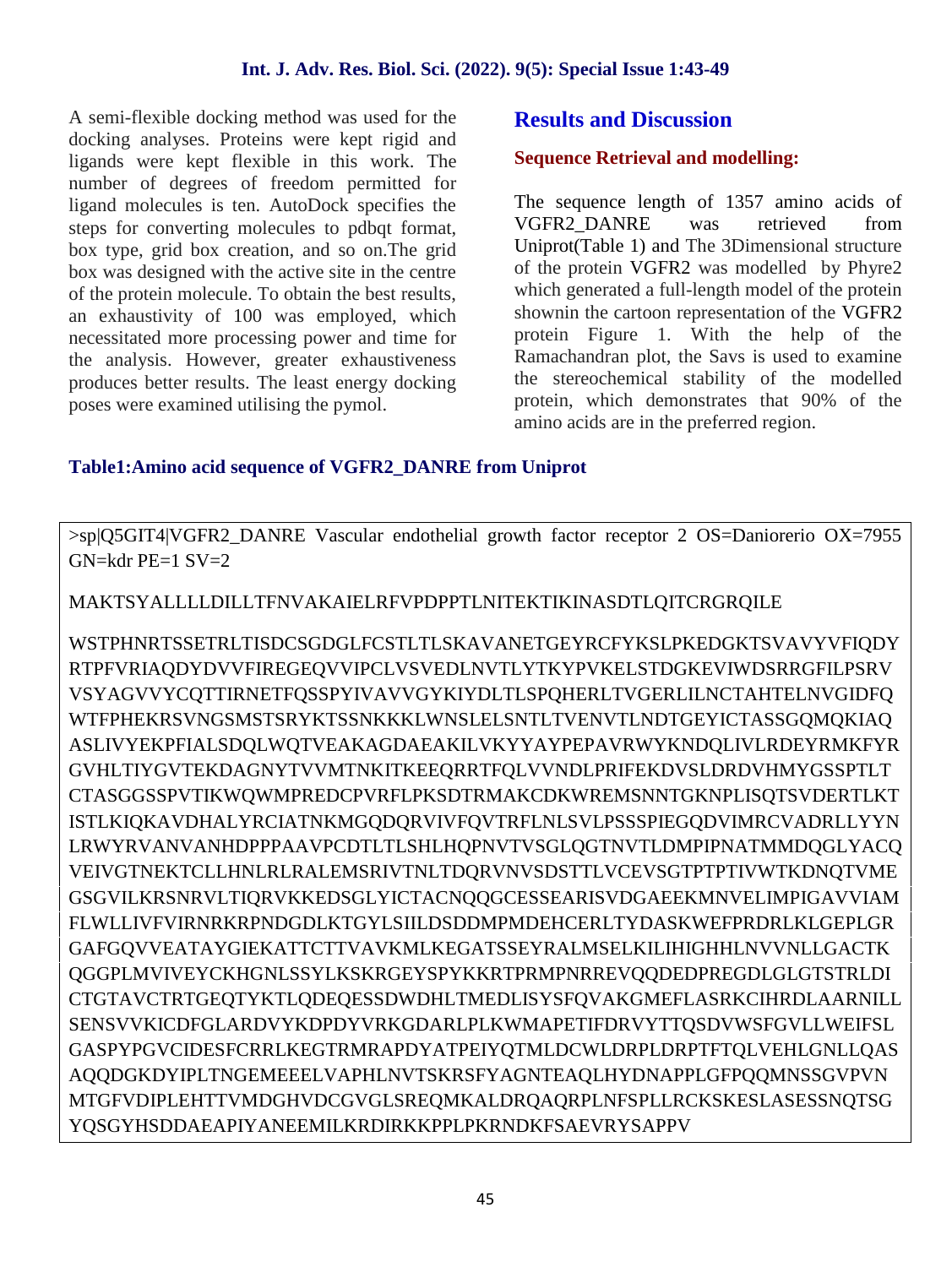A semi-flexible docking method was used for the docking analyses. Proteins were kept rigid and ligands were kept flexible in this work. The number of degrees of freedom permitted for ligand molecules is ten. AutoDock specifies the steps for converting molecules to pdbqt format, box type, grid box creation, and so on.The grid box was designed with the active site in the centre of the protein molecule. To obtain the best results, an exhaustivity of 100 was employed, which necessitated more processing power and time for the analysis. However, greater exhaustiveness produces better results. The least energy docking poses were examined utilising the pymol.

## Results and Discussion

### Sequence Retrieval and modelling:

The sequence length of 1357 amino acids of VGFR2_DANRE was retrieved from Uniprot(Table 1) and The 3Dimensional structure of the protein VGFR2 was modelled by Phyre2 which generated a full-length model of the protein shownin the cartoon representation of the VGFR2 protein Figure 1. With the help of the Ramachandran plot, the Savs is used to examine the stereochemical stability of the modelled protein, which demonstrates that 90% of the amino acids are in the preferred region.

**Table1:Amino acid sequence of VGFR2_DANRE from Uniprot**

>sp|Q5GIT4|VGFR2_DANRE Vascular endothelial growth factor receptor 2 OS=Daniorerio OX=7955 GN=kdr PE=1 SV=2

MAKTSYALLLLDILLTFNVAKAIELRFVPDPPTLNITEKTIKINASDTLQITCRGRQILE

WSTPHNRTSSETRLTISDCSGDGLFCSTLTLSKAVANETGEYRCFYKSLPKEDGKTSVAVYVFIQDY
RTPFVRIAQDYDVVFIREGEQVVIPCLVSVEDLNVTLYTKYPVKELSTDGKEVIWDSRRGFILPSRV
VSYAGVVYCQTTIRNETFQSSPYIVAVVGYKIYDLTLSPQHERLTVGERLILNCTAHTELNVGIDFQ
WTFPHEKRSVNGSMSTSRYKTSSNKKKLWNSLELSNTLTVENVTLNDTGEYICTASSGQMQKIAQ
ASLIVYEKPFIALSDQLWQTVEAKAGDAEAKILVKYYAYPEPAVRWYKNDQLIVLRDEYRMKFYR
GVHLTIYGVTEKDAGNYTVVMTNKITKEEQRRTFQLVVNDLPRIFEKDVSLDRDVHMYGSSPTLT
CTASGGSSPVTIKWQWMPREDCPVRFLPKSDTRMAKCDKWREMSNNTGKNPLISQTSVDERTLKT
ISTLKIQKAVDHALYRCIATNKMGQDQRVIVFQVTRFLNLSVLPSSSPIEGQDVIMRCVADRLLYYN
LRWYRVANVANHDPPPAAVPCDTLTLSHLHQPNVTVSGLQGTNVTLDMPIPNATMMDQGLYACQ
VEIVGTNEKTCLLHNLRLRALEMSRIVTNLTDQRVNVSDSTTLVCEVSGTPTPTIVWTKDNQTVME
GSGVILKRSNRVLTIQRVKKEDSGLYICTACNQQGCESSEARISVDGAEEKMNVELIMPIGAVVIAM
FLWLLIVFVIRNRKRPNDGDLKTGYLSIILDSDDMPMDEHCERLTYDASKWEFPRDRLKLGEPLGR
GAFGQVVEATAYGIEKATTCTTVAVKMLKEGATSSEYRALMSELKILIHIGHHLNVVNLLGACTK
QGGPLMVIVEYCKHGNLSSYLKSKRGEYSPYKKRTPRMPNRREVQQDEDPREGDLGLGTSTRLDI
CTGTAVCTRTGEQTYKTLQDEQESSDWDHLTMEDLISYSFQVAKGMEFLASRKCIHRDLAARNILL
SENSVVKICDFGLARDVYKDPDYVRKGDARLPLKWMAPETIFDRVYTTQSDVWSFGVLLWEIFSL
GASPYPGVCIDESFCRRLKEGTRMRAPDYATPEIYQTMLDCWLDRPLDRPTFTQLVEHLGNLLQAS
AQQDGKDYIPLTNGEMEEELVAPHLNVTSKRSFYAGNTEAQLHYDNAPPLGFPQQMNSSGVPVN
MTGFVDIPLEHTTVMDGHVDCGVGLSREQMKALDRQAQRPLNFSPLLRCKSKESLASESSNQTSG
YQSGYHSDDAEAPIYANEEMILKRDIRKKPPLPKRNDKFSAEVRYSAPPV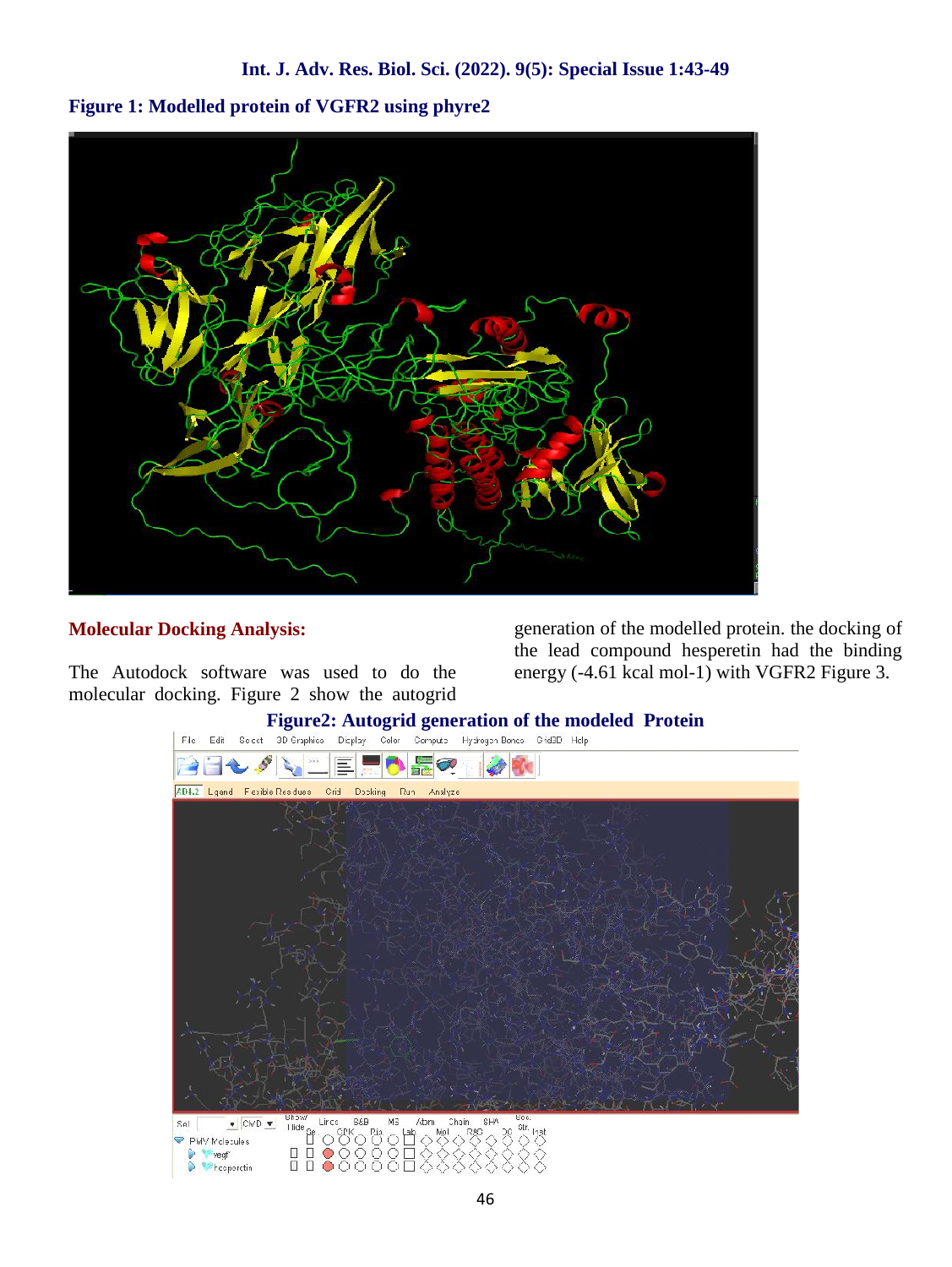**Figure 1: Modelled protein of VGFR2 using phyre2**

## Molecular Docking Analysis:

The Autodock software was used to do the molecular docking. Figure 2 show the autogrid generation of the modelled protein. the docking of the lead compound hesperetin had the binding energy (-4.61 kcal mol-1) with VGFR2 Figure 3.

**Figure2: Autogrid generation of the modeled Protein**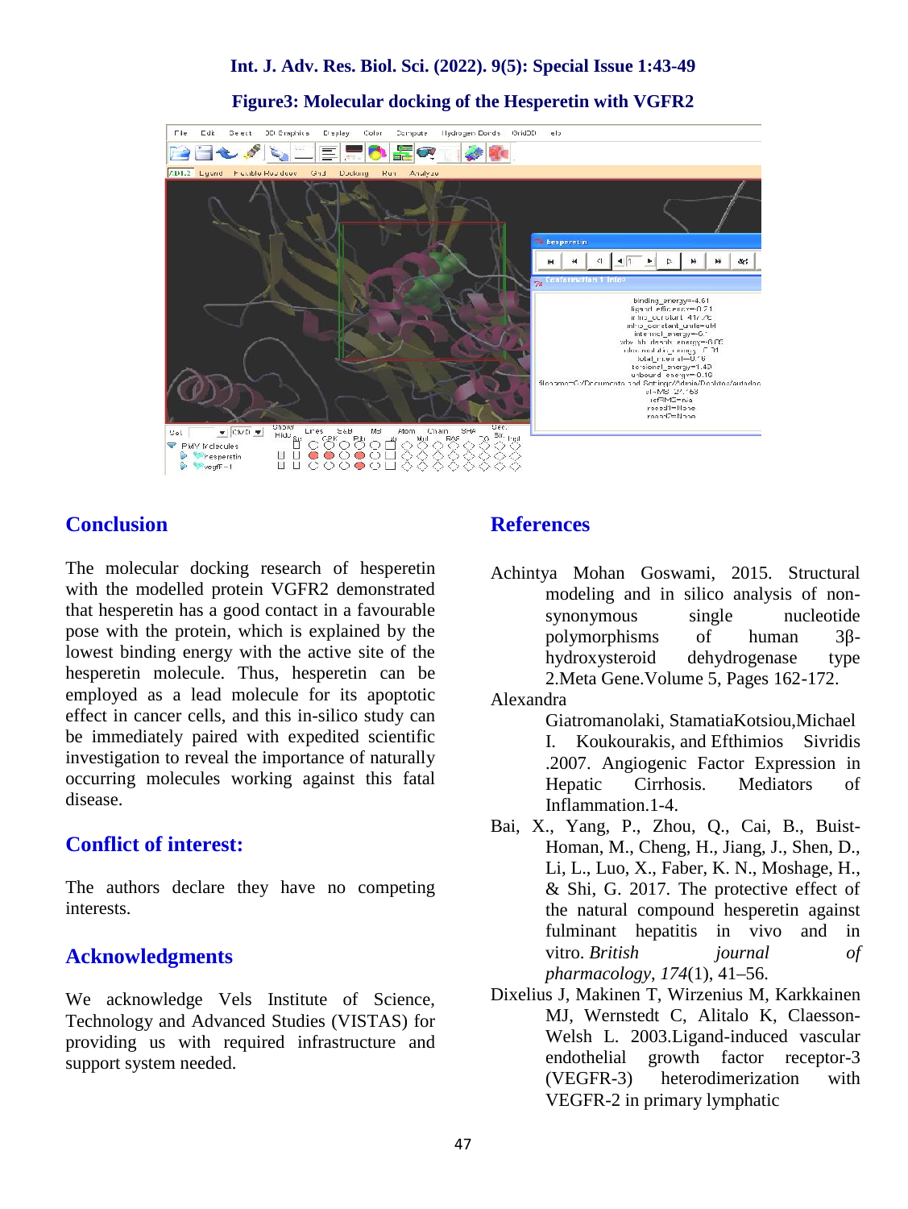**Figure3: Molecular docking of the Hesperetin with VGFR2**

## Conclusion

The molecular docking research of hesperetin with the modelled protein VGFR2 demonstrated that hesperetin has a good contact in a favourable pose with the protein, which is explained by the lowest binding energy with the active site of the hesperetin molecule. Thus, hesperetin can be employed as a lead molecule for its apoptotic effect in cancer cells, and this in-silico study can be immediately paired with expedited scientific investigation to reveal the importance of naturally occurring molecules working against this fatal disease.

## Conflict of interest:

The authors declare they have no competing interests.

## Acknowledgments

We acknowledge Vels Institute of Science, Technology and Advanced Studies (VISTAS) for providing us with required infrastructure and support system needed.

## References

Achintya Mohan Goswami, 2015. Structural modeling and in silico analysis of non-synonymous single nucleotide polymorphisms of human 3β-hydroxysteroid dehydrogenase type 2.Meta Gene.Volume 5, Pages 162-172.

Alexandra Giatromanolaki, StamatiaKotsiou,Michael I. Koukourakis, and Efthimios Sivridis .2007. Angiogenic Factor Expression in Hepatic Cirrhosis. Mediators of Inflammation.1-4.

Bai, X., Yang, P., Zhou, Q., Cai, B., Buist-Homan, M., Cheng, H., Jiang, J., Shen, D., Li, L., Luo, X., Faber, K. N., Moshage, H., & Shi, G. 2017. The protective effect of the natural compound hesperetin against fulminant hepatitis in vivo and in vitro. *British journal of pharmacology*, *174*(1), 41–56.

Dixelius J, Makinen T, Wirzenius M, Karkkainen MJ, Wernstedt C, Alitalo K, Claesson-Welsh L. 2003.Ligand-induced vascular endothelial growth factor receptor-3 (VEGFR-3) heterodimerization with VEGFR-2 in primary lymphatic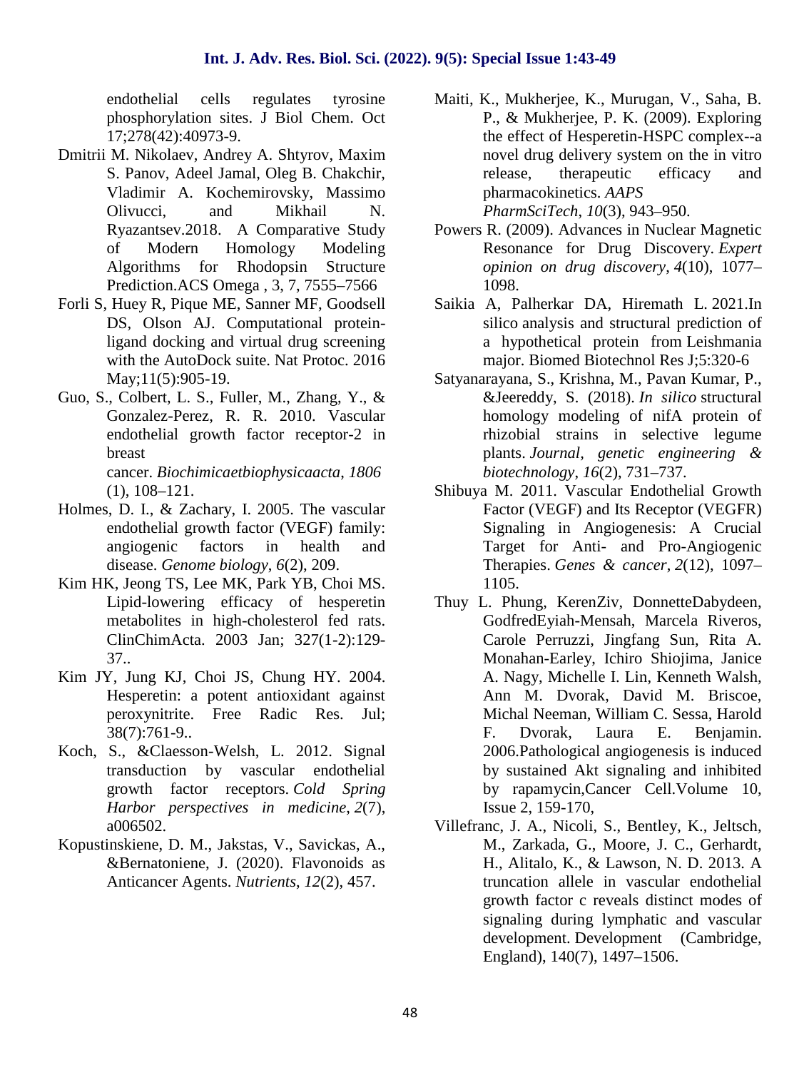endothelial cells regulates tyrosine phosphorylation sites. J Biol Chem. Oct 17;278(42):40973-9.

Dmitrii M. Nikolaev, Andrey A. Shtyrov, Maxim S. Panov, Adeel Jamal, Oleg B. Chakchir, Vladimir A. Kochemirovsky, Massimo Olivucci, and Mikhail N. Ryazantsev.2018. A Comparative Study of Modern Homology Modeling Algorithms for Rhodopsin Structure Prediction.ACS Omega , 3, 7, 7555–7566

Forli S, Huey R, Pique ME, Sanner MF, Goodsell DS, Olson AJ. Computational protein-ligand docking and virtual drug screening with the AutoDock suite. Nat Protoc. 2016 May;11(5):905-19.

Guo, S., Colbert, L. S., Fuller, M., Zhang, Y., & Gonzalez-Perez, R. R. 2010. Vascular endothelial growth factor receptor-2 in breast cancer. *Biochimicaetbiophysicaacta*, *1806* (1), 108–121.

Holmes, D. I., & Zachary, I. 2005. The vascular endothelial growth factor (VEGF) family: angiogenic factors in health and disease. *Genome biology*, *6*(2), 209.

Kim HK, Jeong TS, Lee MK, Park YB, Choi MS. Lipid-lowering efficacy of hesperetin metabolites in high-cholesterol fed rats. ClinChimActa. 2003 Jan; 327(1-2):129-37..

Kim JY, Jung KJ, Choi JS, Chung HY. 2004. Hesperetin: a potent antioxidant against peroxynitrite. Free Radic Res. Jul; 38(7):761-9..

Koch, S., &Claesson-Welsh, L. 2012. Signal transduction by vascular endothelial growth factor receptors. *Cold Spring Harbor perspectives in medicine*, *2*(7), a006502.

Kopustinskiene, D. M., Jakstas, V., Savickas, A., &Bernatoniene, J. (2020). Flavonoids as Anticancer Agents. *Nutrients*, *12*(2), 457.

Maiti, K., Mukherjee, K., Murugan, V., Saha, B. P., & Mukherjee, P. K. (2009). Exploring the effect of Hesperetin-HSPC complex--a novel drug delivery system on the in vitro release, therapeutic efficacy and pharmacokinetics. *AAPS PharmSciTech*, *10*(3), 943–950.

Powers R. (2009). Advances in Nuclear Magnetic Resonance for Drug Discovery. *Expert opinion on drug discovery*, *4*(10), 1077–1098.

Saikia A, Palherkar DA, Hiremath L. 2021.In silico analysis and structural prediction of a hypothetical protein from Leishmania major. Biomed Biotechnol Res J;5:320-6

Satyanarayana, S., Krishna, M., Pavan Kumar, P., &Jeereddy, S. (2018). *In silico* structural homology modeling of nifA protein of rhizobial strains in selective legume plants. *Journal, genetic engineering & biotechnology*, *16*(2), 731–737.

Shibuya M. 2011. Vascular Endothelial Growth Factor (VEGF) and Its Receptor (VEGFR) Signaling in Angiogenesis: A Crucial Target for Anti- and Pro-Angiogenic Therapies. *Genes & cancer*, *2*(12), 1097–1105.

Thuy L. Phung, KerenZiv, DonnetteDabydeen, GodfredEyiah-Mensah, Marcela Riveros, Carole Perruzzi, Jingfang Sun, Rita A. Monahan-Earley, Ichiro Shiojima, Janice A. Nagy, Michelle I. Lin, Kenneth Walsh, Ann M. Dvorak, David M. Briscoe, Michal Neeman, William C. Sessa, Harold F. Dvorak, Laura E. Benjamin. 2006.Pathological angiogenesis is induced by sustained Akt signaling and inhibited by rapamycin,Cancer Cell.Volume 10, Issue 2, 159-170,

Villefranc, J. A., Nicoli, S., Bentley, K., Jeltsch, M., Zarkada, G., Moore, J. C., Gerhardt, H., Alitalo, K., & Lawson, N. D. 2013. A truncation allele in vascular endothelial growth factor c reveals distinct modes of signaling during lymphatic and vascular development. Development (Cambridge, England), 140(7), 1497–1506.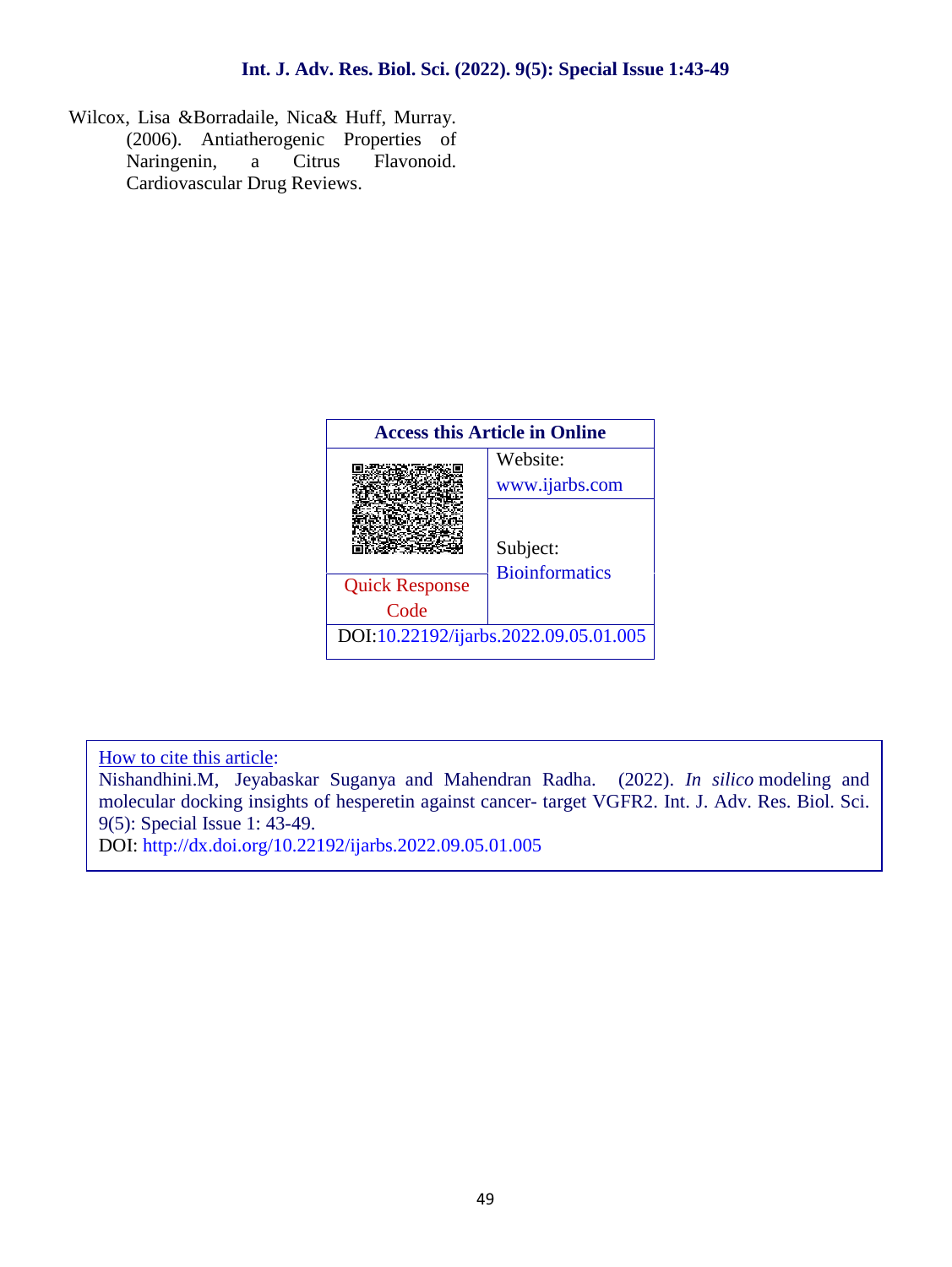Wilcox, Lisa &Borradaile, Nica& Huff, Murray. (2006). Antiatherogenic Properties of Naringenin, a Citrus Flavonoid. Cardiovascular Drug Reviews.

| Access this Article in Online | |
|---|---|
| | Website: www.ijarbs.com |
| Quick Response Code | Subject: Bioinformatics |
| DOI:10.22192/ijarbs.2022.09.05.01.005 | |

How to cite this article:
Nishandhini.M, Jeyabaskar Suganya and Mahendran Radha. (2022). *In silico* modeling and molecular docking insights of hesperetin against cancer- target VGFR2. Int. J. Adv. Res. Biol. Sci. 9(5): Special Issue 1: 43-49.
DOI: http://dx.doi.org/10.22192/ijarbs.2022.09.05.01.005